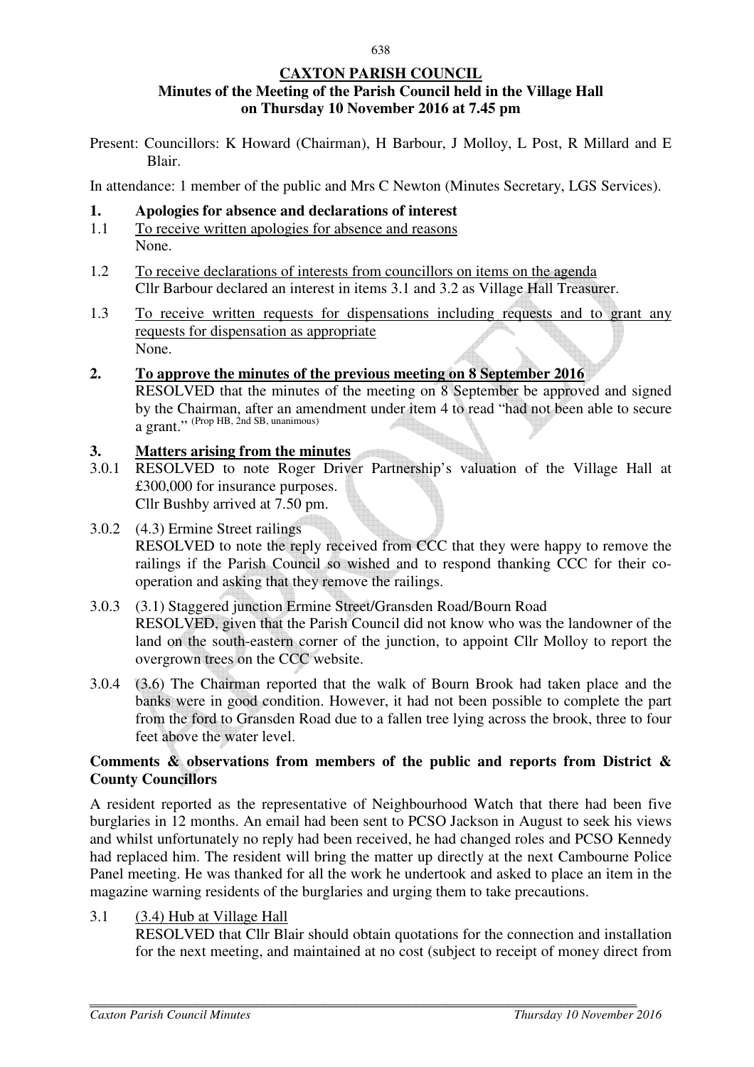**CAXTON PARISH COUNCIL**

**Minutes of the Meeting of the Parish Council held in the Village Hall on Thursday 10 November 2016 at 7.45 pm**

Present: Councillors: K Howard (Chairman), H Barbour, J Molloy, L Post, R Millard and E Blair.

In attendance: 1 member of the public and Mrs C Newton (Minutes Secretary, LGS Services).

**1. Apologies for absence and declarations of interest**

1.1 To receive written apologies for absence and reasons
None.

1.2 To receive declarations of interests from councillors on items on the agenda
Cllr Barbour declared an interest in items 3.1 and 3.2 as Village Hall Treasurer.

1.3 To receive written requests for dispensations including requests and to grant any requests for dispensation as appropriate
None.

**2. To approve the minutes of the previous meeting on 8 September 2016**

RESOLVED that the minutes of the meeting on 8 September be approved and signed by the Chairman, after an amendment under item 4 to read "had not been able to secure a grant." (Prop HB, 2nd SB, unanimous)

**3. Matters arising from the minutes**

3.0.1 RESOLVED to note Roger Driver Partnership's valuation of the Village Hall at £300,000 for insurance purposes.
Cllr Bushby arrived at 7.50 pm.

3.0.2 (4.3) Ermine Street railings
RESOLVED to note the reply received from CCC that they were happy to remove the railings if the Parish Council so wished and to respond thanking CCC for their co-operation and asking that they remove the railings.

3.0.3 (3.1) Staggered junction Ermine Street/Gransden Road/Bourn Road
RESOLVED, given that the Parish Council did not know who was the landowner of the land on the south-eastern corner of the junction, to appoint Cllr Molloy to report the overgrown trees on the CCC website.

3.0.4 (3.6) The Chairman reported that the walk of Bourn Brook had taken place and the banks were in good condition. However, it had not been possible to complete the part from the ford to Gransden Road due to a fallen tree lying across the brook, three to four feet above the water level.

**Comments & observations from members of the public and reports from District & County Councillors**

A resident reported as the representative of Neighbourhood Watch that there had been five burglaries in 12 months. An email had been sent to PCSO Jackson in August to seek his views and whilst unfortunately no reply had been received, he had changed roles and PCSO Kennedy had replaced him. The resident will bring the matter up directly at the next Cambourne Police Panel meeting. He was thanked for all the work he undertook and asked to place an item in the magazine warning residents of the burglaries and urging them to take precautions.

3.1 (3.4) Hub at Village Hall
RESOLVED that Cllr Blair should obtain quotations for the connection and installation for the next meeting, and maintained at no cost (subject to receipt of money direct from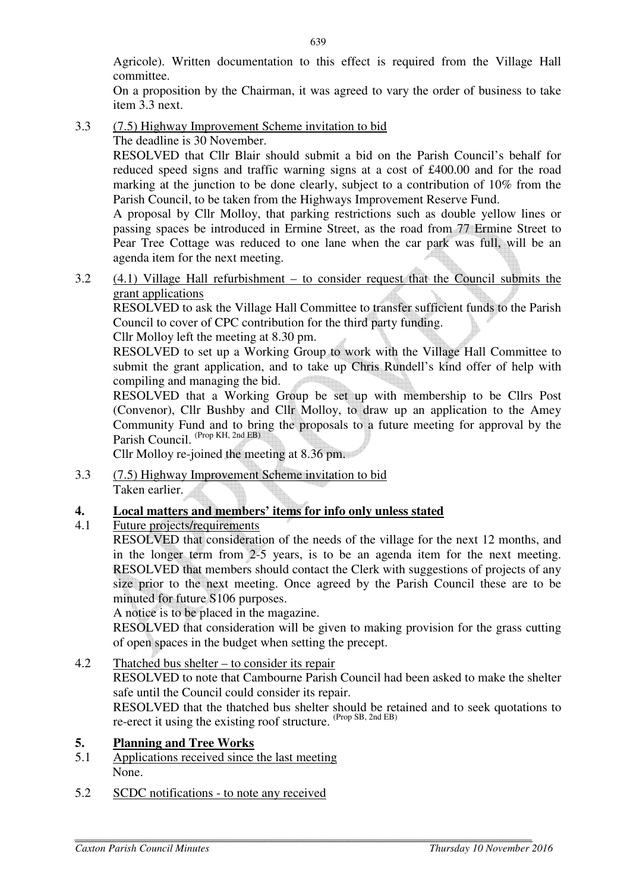Agricole). Written documentation to this effect is required from the Village Hall committee.

On a proposition by the Chairman, it was agreed to vary the order of business to take item 3.3 next.

3.3 (7.5) Highway Improvement Scheme invitation to bid

The deadline is 30 November.

RESOLVED that Cllr Blair should submit a bid on the Parish Council's behalf for reduced speed signs and traffic warning signs at a cost of £400.00 and for the road marking at the junction to be done clearly, subject to a contribution of 10% from the Parish Council, to be taken from the Highways Improvement Reserve Fund.

A proposal by Cllr Molloy, that parking restrictions such as double yellow lines or passing spaces be introduced in Ermine Street, as the road from 77 Ermine Street to Pear Tree Cottage was reduced to one lane when the car park was full, will be an agenda item for the next meeting.

3.2 (4.1) Village Hall refurbishment – to consider request that the Council submits the grant applications

RESOLVED to ask the Village Hall Committee to transfer sufficient funds to the Parish Council to cover of CPC contribution for the third party funding.

Cllr Molloy left the meeting at 8.30 pm.

RESOLVED to set up a Working Group to work with the Village Hall Committee to submit the grant application, and to take up Chris Rundell's kind offer of help with compiling and managing the bid.

RESOLVED that a Working Group be set up with membership to be Cllrs Post (Convenor), Cllr Bushby and Cllr Molloy, to draw up an application to the Amey Community Fund and to bring the proposals to a future meeting for approval by the Parish Council. (Prop KH, 2nd EB)

Cllr Molloy re-joined the meeting at 8.36 pm.

3.3 (7.5) Highway Improvement Scheme invitation to bid

Taken earlier.

## 4. Local matters and members' items for info only unless stated

4.1 Future projects/requirements

RESOLVED that consideration of the needs of the village for the next 12 months, and in the longer term from 2-5 years, is to be an agenda item for the next meeting. RESOLVED that members should contact the Clerk with suggestions of projects of any size prior to the next meeting. Once agreed by the Parish Council these are to be minuted for future S106 purposes.

A notice is to be placed in the magazine.

RESOLVED that consideration will be given to making provision for the grass cutting of open spaces in the budget when setting the precept.

4.2 Thatched bus shelter – to consider its repair

RESOLVED to note that Cambourne Parish Council had been asked to make the shelter safe until the Council could consider its repair.

RESOLVED that the thatched bus shelter should be retained and to seek quotations to re-erect it using the existing roof structure. (Prop SB, 2nd EB)

## 5. Planning and Tree Works

5.1 Applications received since the last meeting

None.

5.2 SCDC notifications - to note any received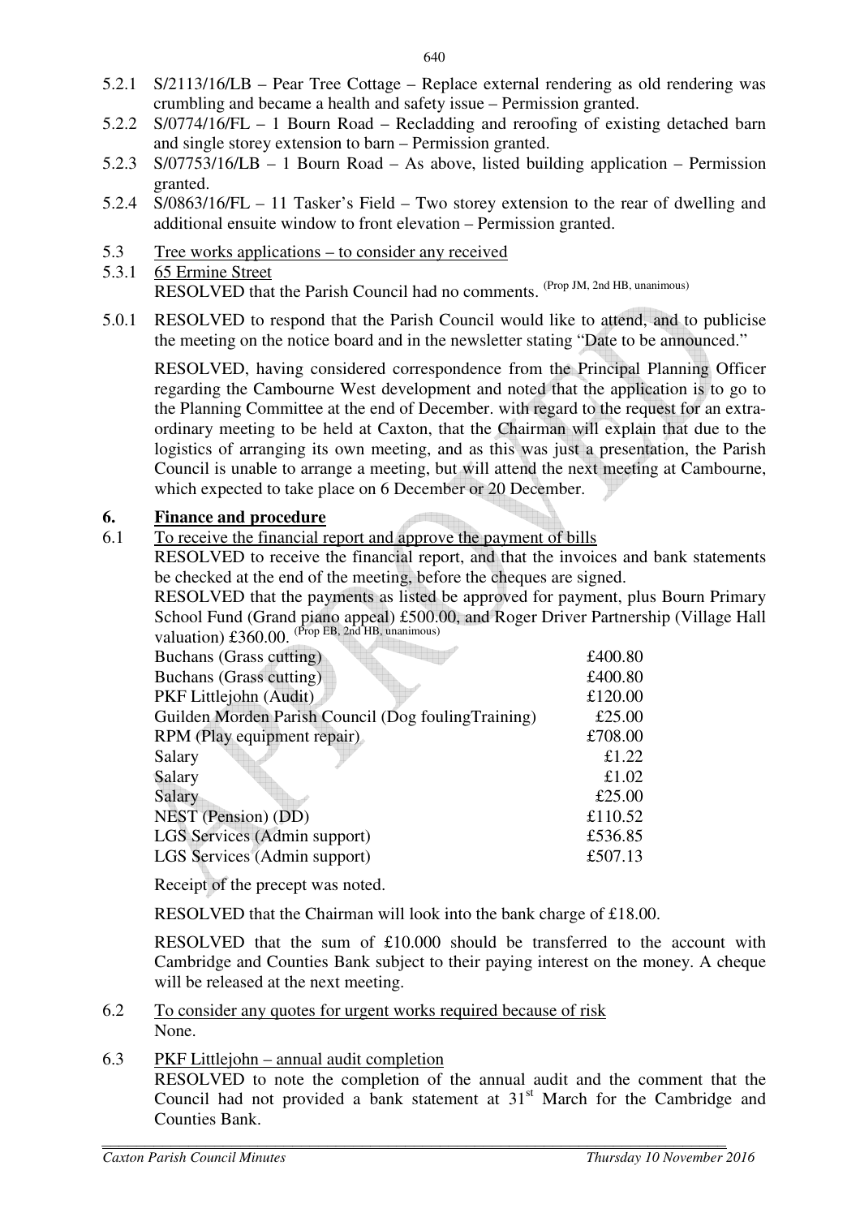5.2.1 S/2113/16/LB – Pear Tree Cottage – Replace external rendering as old rendering was crumbling and became a health and safety issue – Permission granted.

5.2.2 S/0774/16/FL – 1 Bourn Road – Recladding and reroofing of existing detached barn and single storey extension to barn – Permission granted.

5.2.3 S/07753/16/LB – 1 Bourn Road – As above, listed building application – Permission granted.

5.2.4 S/0863/16/FL – 11 Tasker's Field – Two storey extension to the rear of dwelling and additional ensuite window to front elevation – Permission granted.

5.3 Tree works applications – to consider any received

5.3.1 65 Ermine Street
RESOLVED that the Parish Council had no comments. (Prop JM, 2nd HB, unanimous)

5.0.1 RESOLVED to respond that the Parish Council would like to attend, and to publicise the meeting on the notice board and in the newsletter stating "Date to be announced."

RESOLVED, having considered correspondence from the Principal Planning Officer regarding the Cambourne West development and noted that the application is to go to the Planning Committee at the end of December. with regard to the request for an extra-ordinary meeting to be held at Caxton, that the Chairman will explain that due to the logistics of arranging its own meeting, and as this was just a presentation, the Parish Council is unable to arrange a meeting, but will attend the next meeting at Cambourne, which expected to take place on 6 December or 20 December.

## 6. Finance and procedure

6.1 To receive the financial report and approve the payment of bills

RESOLVED to receive the financial report, and that the invoices and bank statements be checked at the end of the meeting, before the cheques are signed.

RESOLVED that the payments as listed be approved for payment, plus Bourn Primary School Fund (Grand piano appeal) £500.00, and Roger Driver Partnership (Village Hall valuation) £360.00. (Prop EB, 2nd HB, unanimous)

| | |
|---|---|
| Buchans (Grass cutting) | £400.80 |
| Buchans (Grass cutting) | £400.80 |
| PKF Littlejohn (Audit) | £120.00 |
| Guilden Morden Parish Council (Dog foulingTraining) | £25.00 |
| RPM (Play equipment repair) | £708.00 |
| Salary | £1.22 |
| Salary | £1.02 |
| Salary | £25.00 |
| NEST (Pension) (DD) | £110.52 |
| LGS Services (Admin support) | £536.85 |
| LGS Services (Admin support) | £507.13 |

Receipt of the precept was noted.

RESOLVED that the Chairman will look into the bank charge of £18.00.

RESOLVED that the sum of £10.000 should be transferred to the account with Cambridge and Counties Bank subject to their paying interest on the money. A cheque will be released at the next meeting.

6.2 To consider any quotes for urgent works required because of risk
None.

6.3 PKF Littlejohn – annual audit completion
RESOLVED to note the completion of the annual audit and the comment that the Council had not provided a bank statement at 31st March for the Cambridge and Counties Bank.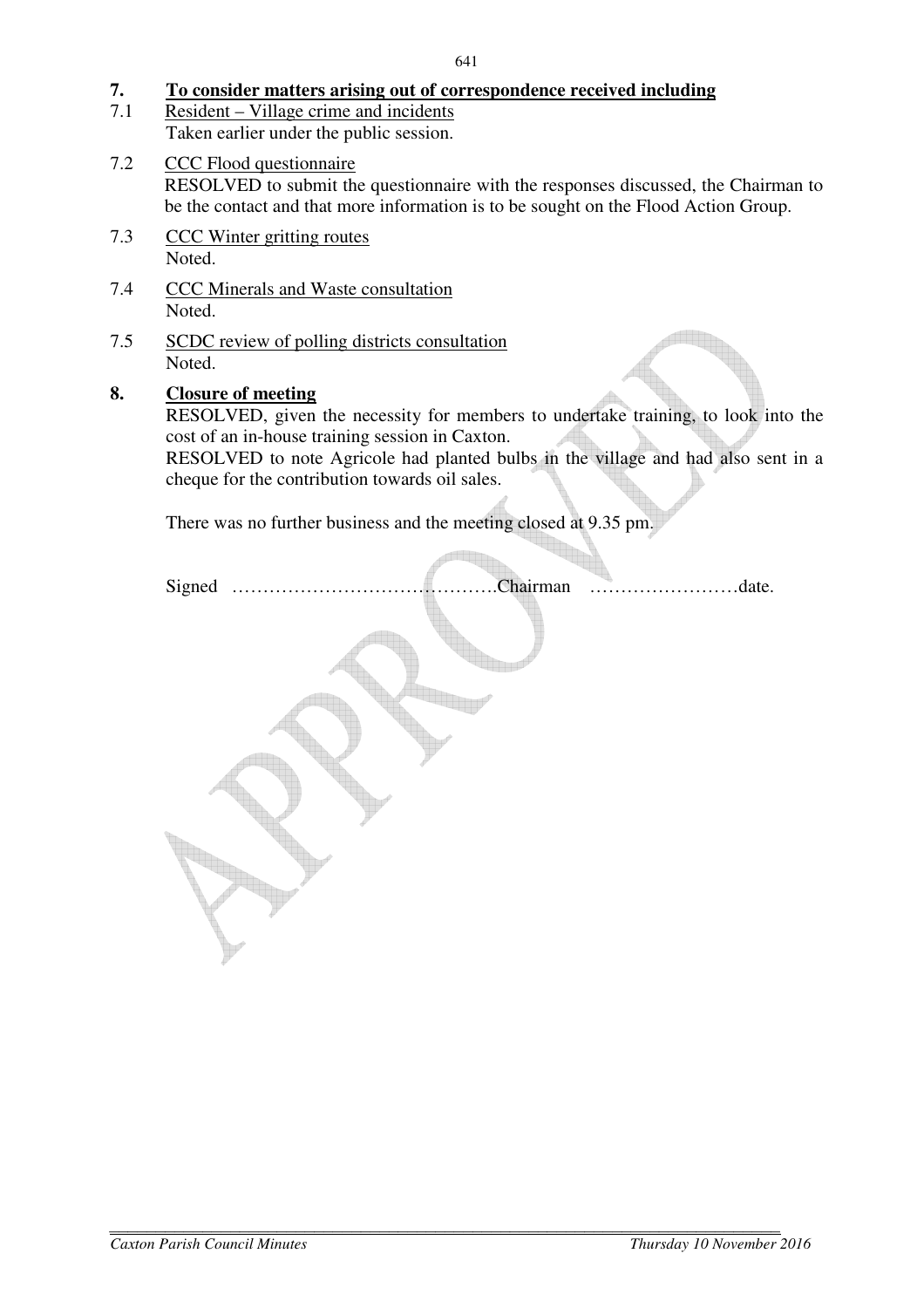## 7. To consider matters arising out of correspondence received including

7.1 Resident – Village crime and incidents
Taken earlier under the public session.

7.2 CCC Flood questionnaire
RESOLVED to submit the questionnaire with the responses discussed, the Chairman to be the contact and that more information is to be sought on the Flood Action Group.

7.3 CCC Winter gritting routes
Noted.

7.4 CCC Minerals and Waste consultation
Noted.

7.5 SCDC review of polling districts consultation
Noted.

## 8. Closure of meeting

RESOLVED, given the necessity for members to undertake training, to look into the cost of an in-house training session in Caxton.

RESOLVED to note Agricole had planted bulbs in the village and had also sent in a cheque for the contribution towards oil sales.

There was no further business and the meeting closed at 9.35 pm.

Signed …………………………………….Chairman ……………………date.